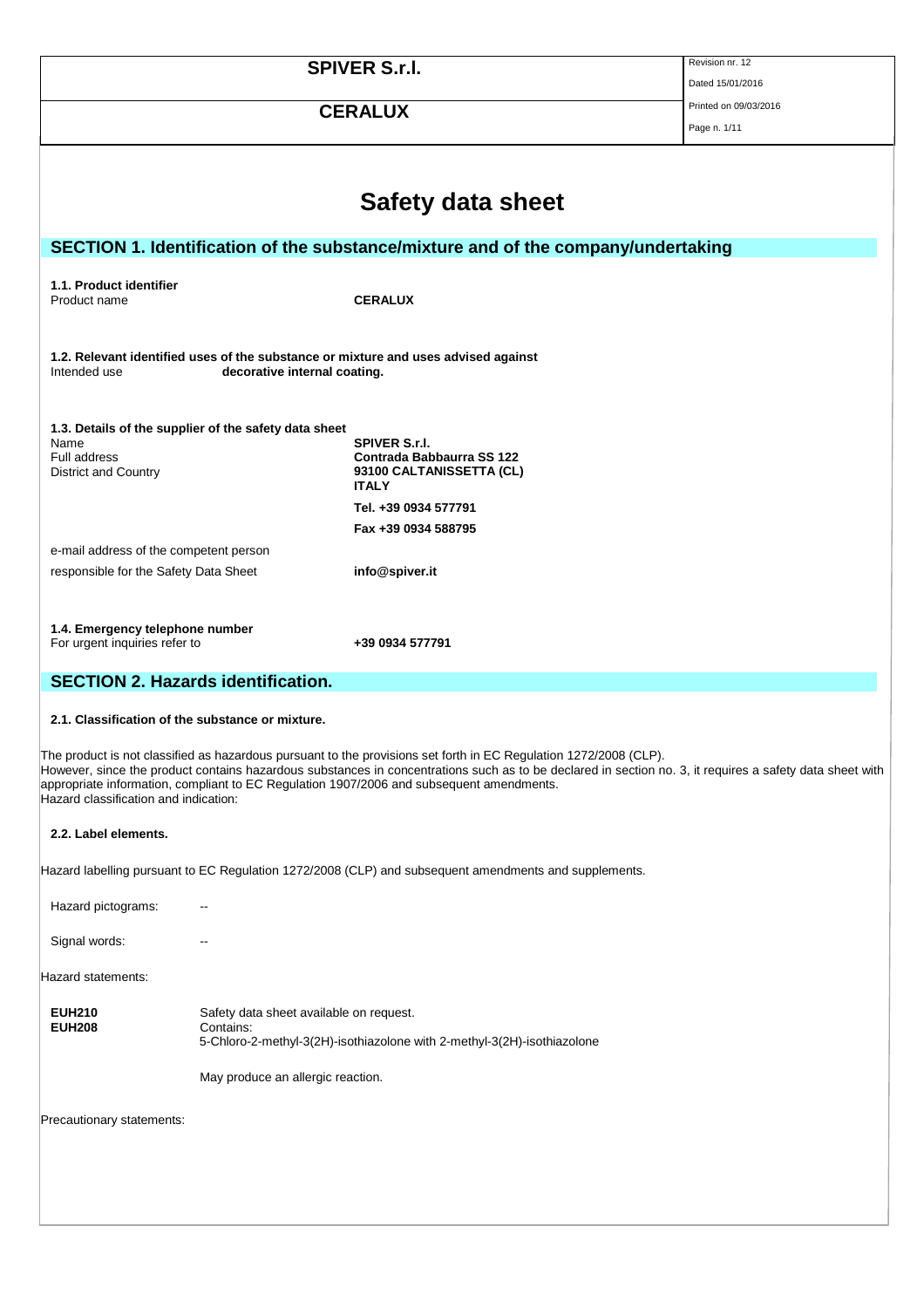# Safety data sheet

## SECTION 1. Identification of the substance/mixture and of the company/undertaking

**1.1. Product identifier**

Product name **CERALUX**

**1.2. Relevant identified uses of the substance or mixture and uses advised against**

Intended use **decorative internal coating.**

**1.3. Details of the supplier of the safety data sheet**

| | |
|---|---|
| Name | **SPIVER S.r.l.** |
| Full address | **Contrada Babbaurra SS 122** |
| District and Country | **93100 CALTANISSETTA (CL)** |
| | **ITALY** |
| | **Tel. +39 0934 577791** |
| | **Fax +39 0934 588795** |
| e-mail address of the competent person responsible for the Safety Data Sheet | **info@spiver.it** |

**1.4. Emergency telephone number**

For urgent inquiries refer to **+39 0934 577791**

## SECTION 2. Hazards identification.

**2.1. Classification of the substance or mixture.**

The product is not classified as hazardous pursuant to the provisions set forth in EC Regulation 1272/2008 (CLP).
However, since the product contains hazardous substances in concentrations such as to be declared in section no. 3, it requires a safety data sheet with appropriate information, compliant to EC Regulation 1907/2006 and subsequent amendments.
Hazard classification and indication:

**2.2. Label elements.**

Hazard labelling pursuant to EC Regulation 1272/2008 (CLP) and subsequent amendments and supplements.

Hazard pictograms: --

Signal words: --

Hazard statements:

**EUH210** Safety data sheet available on request.
**EUH208** Contains:
5-Chloro-2-methyl-3(2H)-isothiazolone with 2-methyl-3(2H)-isothiazolone

May produce an allergic reaction.

Precautionary statements: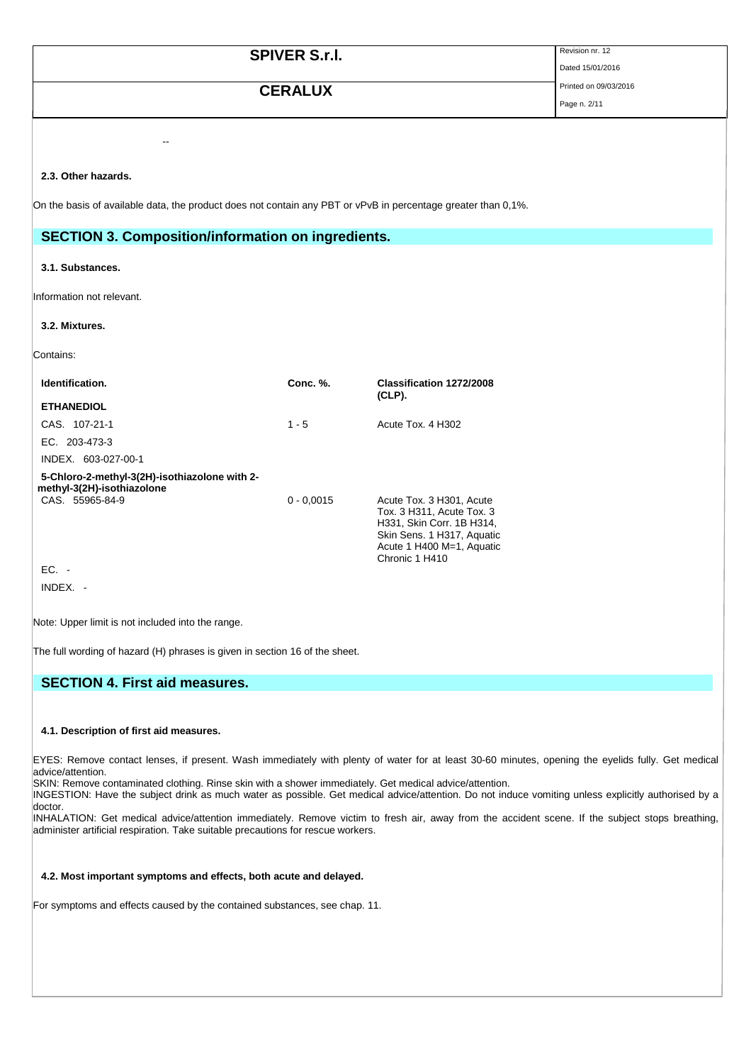--

### 2.3. Other hazards.

On the basis of available data, the product does not contain any PBT or vPvB in percentage greater than 0,1%.

## SECTION 3. Composition/information on ingredients.

### 3.1. Substances.

Information not relevant.

### 3.2. Mixtures.

Contains:

| Identification. | Conc. %. | Classification 1272/2008 (CLP). |
|---|---|---|
| **ETHANEDIOL** | | |
| CAS. 107-21-1 | 1 - 5 | Acute Tox. 4 H302 |
| EC. 203-473-3 | | |
| INDEX. 603-027-00-1 | | |
| **5-Chloro-2-methyl-3(2H)-isothiazolone with 2-methyl-3(2H)-isothiazolone** | | |
| CAS. 55965-84-9 | 0 - 0,0015 | Acute Tox. 3 H301, Acute Tox. 3 H311, Acute Tox. 3 H331, Skin Corr. 1B H314, Skin Sens. 1 H317, Aquatic Acute 1 H400 M=1, Aquatic Chronic 1 H410 |
| EC. - | | |
| INDEX. - | | |

Note: Upper limit is not included into the range.

The full wording of hazard (H) phrases is given in section 16 of the sheet.

## SECTION 4. First aid measures.

### 4.1. Description of first aid measures.

EYES: Remove contact lenses, if present. Wash immediately with plenty of water for at least 30-60 minutes, opening the eyelids fully. Get medical advice/attention.
SKIN: Remove contaminated clothing. Rinse skin with a shower immediately. Get medical advice/attention.
INGESTION: Have the subject drink as much water as possible. Get medical advice/attention. Do not induce vomiting unless explicitly authorised by a doctor.
INHALATION: Get medical advice/attention immediately. Remove victim to fresh air, away from the accident scene. If the subject stops breathing, administer artificial respiration. Take suitable precautions for rescue workers.

### 4.2. Most important symptoms and effects, both acute and delayed.

For symptoms and effects caused by the contained substances, see chap. 11.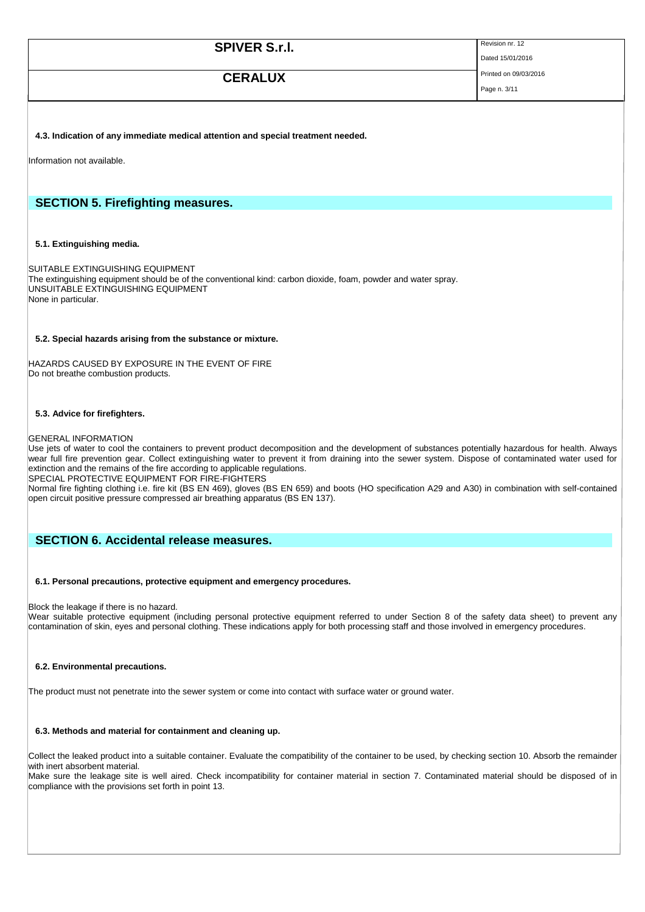#### 4.3. Indication of any immediate medical attention and special treatment needed.

Information not available.

## SECTION 5. Firefighting measures.

#### 5.1. Extinguishing media.

SUITABLE EXTINGUISHING EQUIPMENT
The extinguishing equipment should be of the conventional kind: carbon dioxide, foam, powder and water spray.
UNSUITABLE EXTINGUISHING EQUIPMENT
None in particular.

#### 5.2. Special hazards arising from the substance or mixture.

HAZARDS CAUSED BY EXPOSURE IN THE EVENT OF FIRE
Do not breathe combustion products.

#### 5.3. Advice for firefighters.

GENERAL INFORMATION
Use jets of water to cool the containers to prevent product decomposition and the development of substances potentially hazardous for health. Always wear full fire prevention gear. Collect extinguishing water to prevent it from draining into the sewer system. Dispose of contaminated water used for extinction and the remains of the fire according to applicable regulations.
SPECIAL PROTECTIVE EQUIPMENT FOR FIRE-FIGHTERS
Normal fire fighting clothing i.e. fire kit (BS EN 469), gloves (BS EN 659) and boots (HO specification A29 and A30) in combination with self-contained open circuit positive pressure compressed air breathing apparatus (BS EN 137).

## SECTION 6. Accidental release measures.

#### 6.1. Personal precautions, protective equipment and emergency procedures.

Block the leakage if there is no hazard.
Wear suitable protective equipment (including personal protective equipment referred to under Section 8 of the safety data sheet) to prevent any contamination of skin, eyes and personal clothing. These indications apply for both processing staff and those involved in emergency procedures.

#### 6.2. Environmental precautions.

The product must not penetrate into the sewer system or come into contact with surface water or ground water.

#### 6.3. Methods and material for containment and cleaning up.

Collect the leaked product into a suitable container. Evaluate the compatibility of the container to be used, by checking section 10. Absorb the remainder with inert absorbent material.
Make sure the leakage site is well aired. Check incompatibility for container material in section 7. Contaminated material should be disposed of in compliance with the provisions set forth in point 13.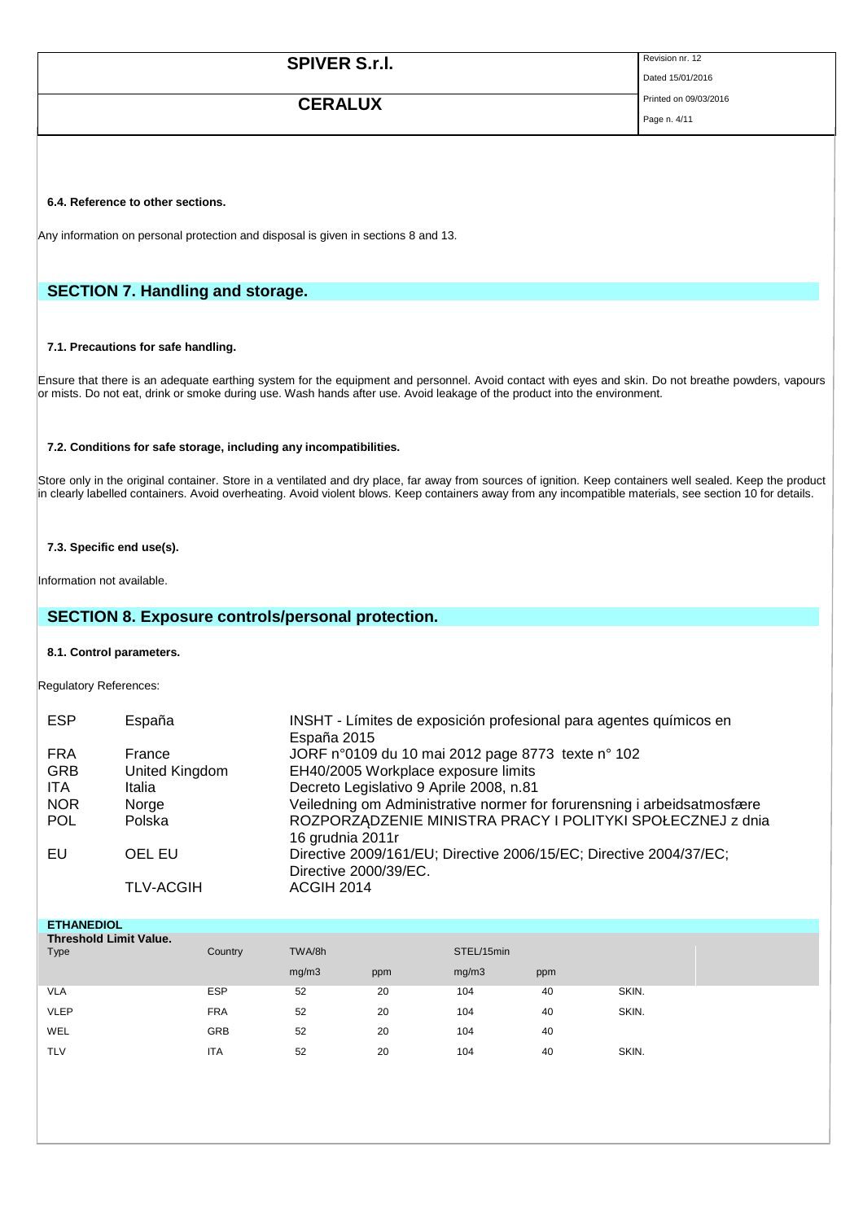#### 6.4. Reference to other sections.

Any information on personal protection and disposal is given in sections 8 and 13.

## SECTION 7. Handling and storage.

#### 7.1. Precautions for safe handling.

Ensure that there is an adequate earthing system for the equipment and personnel. Avoid contact with eyes and skin. Do not breathe powders, vapours or mists. Do not eat, drink or smoke during use. Wash hands after use. Avoid leakage of the product into the environment.

#### 7.2. Conditions for safe storage, including any incompatibilities.

Store only in the original container. Store in a ventilated and dry place, far away from sources of ignition. Keep containers well sealed. Keep the product in clearly labelled containers. Avoid overheating. Avoid violent blows. Keep containers away from any incompatible materials, see section 10 for details.

#### 7.3. Specific end use(s).

Information not available.

## SECTION 8. Exposure controls/personal protection.

#### 8.1. Control parameters.

Regulatory References:

| | | |
|---|---|---|
| ESP | España | INSHT - Límites de exposición profesional para agentes químicos en España 2015 |
| FRA | France | JORF n°0109 du 10 mai 2012 page 8773 texte n° 102 |
| GRB | United Kingdom | EH40/2005 Workplace exposure limits |
| ITA | Italia | Decreto Legislativo 9 Aprile 2008, n.81 |
| NOR | Norge | Veiledning om Administrative normer for forurensning i arbeidsatmosfære |
| POL | Polska | ROZPORZĄDZENIE MINISTRA PRACY I POLITYKI SPOŁECZNEJ z dnia 16 grudnia 2011r |
| EU | OEL EU | Directive 2009/161/EU; Directive 2006/15/EC; Directive 2004/37/EC; Directive 2000/39/EC. |
| | TLV-ACGIH | ACGIH 2014 |

**ETHANEDIOL**

| Threshold Limit Value. | | | | | | | |
|---|---|---|---|---|---|---|---|
| Type | Country | TWA/8h | | STEL/15min | | | |
| | | mg/m3 | ppm | mg/m3 | ppm | | |
| VLA | ESP | 52 | 20 | 104 | 40 | SKIN. | |
| VLEP | FRA | 52 | 20 | 104 | 40 | SKIN. | |
| WEL | GRB | 52 | 20 | 104 | 40 | | |
| TLV | ITA | 52 | 20 | 104 | 40 | SKIN. | |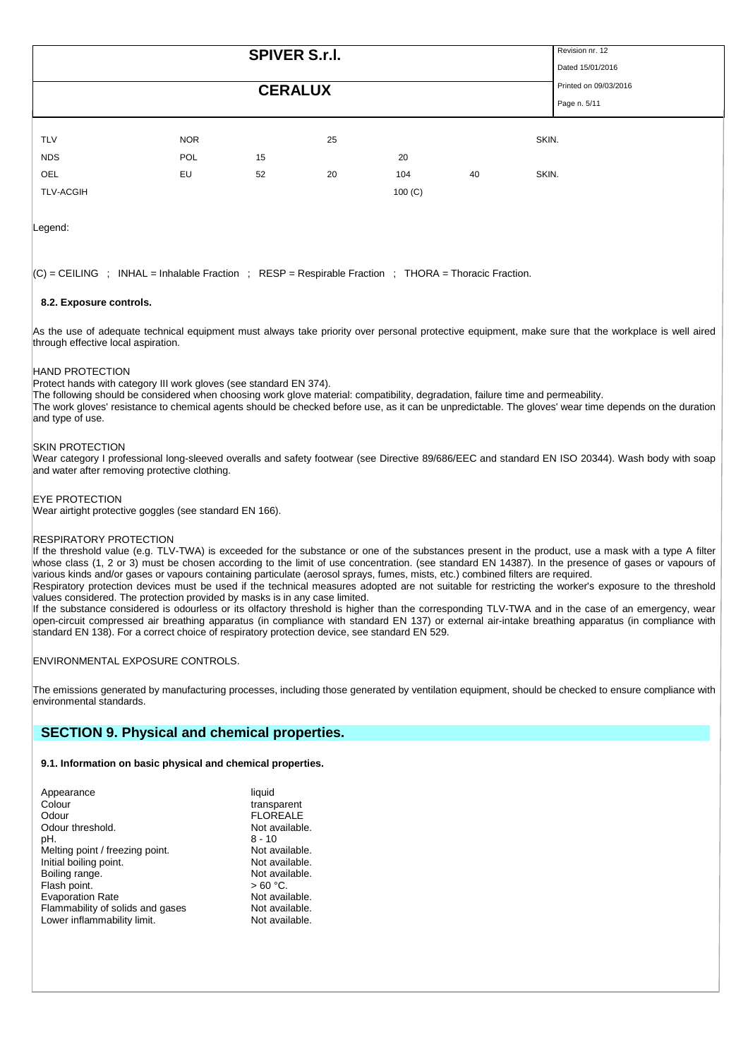| | | | | | | |
|---|---|---|---|---|---|---|
| TLV | NOR | | 25 | | | SKIN. |
| NDS | POL | 15 | | 20 | | |
| OEL | EU | 52 | 20 | 104 | 40 | SKIN. |
| TLV-ACGIH | | | | 100 (C) | | |

Legend:

(C) = CEILING ; INHAL = Inhalable Fraction ; RESP = Respirable Fraction ; THORA = Thoracic Fraction.

### 8.2. Exposure controls.

As the use of adequate technical equipment must always take priority over personal protective equipment, make sure that the workplace is well aired through effective local aspiration.

HAND PROTECTION
Protect hands with category III work gloves (see standard EN 374).
The following should be considered when choosing work glove material: compatibility, degradation, failure time and permeability.
The work gloves' resistance to chemical agents should be checked before use, as it can be unpredictable. The gloves' wear time depends on the duration and type of use.

SKIN PROTECTION
Wear category I professional long-sleeved overalls and safety footwear (see Directive 89/686/EEC and standard EN ISO 20344). Wash body with soap and water after removing protective clothing.

EYE PROTECTION
Wear airtight protective goggles (see standard EN 166).

RESPIRATORY PROTECTION
If the threshold value (e.g. TLV-TWA) is exceeded for the substance or one of the substances present in the product, use a mask with a type A filter whose class (1, 2 or 3) must be chosen according to the limit of use concentration. (see standard EN 14387). In the presence of gases or vapours of various kinds and/or gases or vapours containing particulate (aerosol sprays, fumes, mists, etc.) combined filters are required.
Respiratory protection devices must be used if the technical measures adopted are not suitable for restricting the worker's exposure to the threshold values considered. The protection provided by masks is in any case limited.
If the substance considered is odourless or its olfactory threshold is higher than the corresponding TLV-TWA and in the case of an emergency, wear open-circuit compressed air breathing apparatus (in compliance with standard EN 137) or external air-intake breathing apparatus (in compliance with standard EN 138). For a correct choice of respiratory protection device, see standard EN 529.

ENVIRONMENTAL EXPOSURE CONTROLS.

The emissions generated by manufacturing processes, including those generated by ventilation equipment, should be checked to ensure compliance with environmental standards.

## SECTION 9. Physical and chemical properties.

### 9.1. Information on basic physical and chemical properties.

| | |
|---|---|
| Appearance | liquid |
| Colour | transparent |
| Odour | FLOREALE |
| Odour threshold. | Not available. |
| pH. | 8 - 10 |
| Melting point / freezing point. | Not available. |
| Initial boiling point. | Not available. |
| Boiling range. | Not available. |
| Flash point. | > 60 °C. |
| Evaporation Rate | Not available. |
| Flammability of solids and gases | Not available. |
| Lower inflammability limit. | Not available. |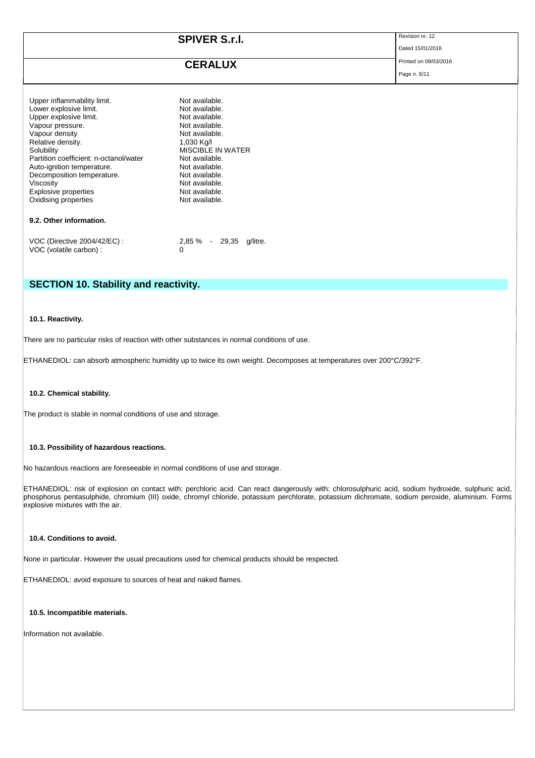| | |
|---|---|
| Upper inflammability limit. | Not available. |
| Lower explosive limit. | Not available. |
| Upper explosive limit. | Not available. |
| Vapour pressure. | Not available. |
| Vapour density | Not available. |
| Relative density. | 1,030 Kg/l |
| Solubility | MISCIBLE IN WATER |
| Partition coefficient: n-octanol/water | Not available. |
| Auto-ignition temperature. | Not available. |
| Decomposition temperature. | Not available. |
| Viscosity | Not available. |
| Explosive properties | Not available. |
| Oxidising properties | Not available. |

### 9.2. Other information.

| | |
|---|---|
| VOC (Directive 2004/42/EC) : | 2,85 % - 29,35 g/litre. |
| VOC (volatile carbon) : | 0 |

## SECTION 10. Stability and reactivity.

### 10.1. Reactivity.

There are no particular risks of reaction with other substances in normal conditions of use.

ETHANEDIOL: can absorb atmospheric humidity up to twice its own weight. Decomposes at temperatures over 200°C/392°F.

### 10.2. Chemical stability.

The product is stable in normal conditions of use and storage.

### 10.3. Possibility of hazardous reactions.

No hazardous reactions are foreseeable in normal conditions of use and storage.

ETHANEDIOL: risk of explosion on contact with: perchloric acid. Can react dangerously with: chlorosulphuric acid, sodium hydroxide, sulphuric acid, phosphorus pentasulphide, chromium (III) oxide, chromyl chloride, potassium perchlorate, potassium dichromate, sodium peroxide, aluminium. Forms explosive mixtures with the air.

### 10.4. Conditions to avoid.

None in particular. However the usual precautions used for chemical products should be respected.

ETHANEDIOL: avoid exposure to sources of heat and naked flames.

### 10.5. Incompatible materials.

Information not available.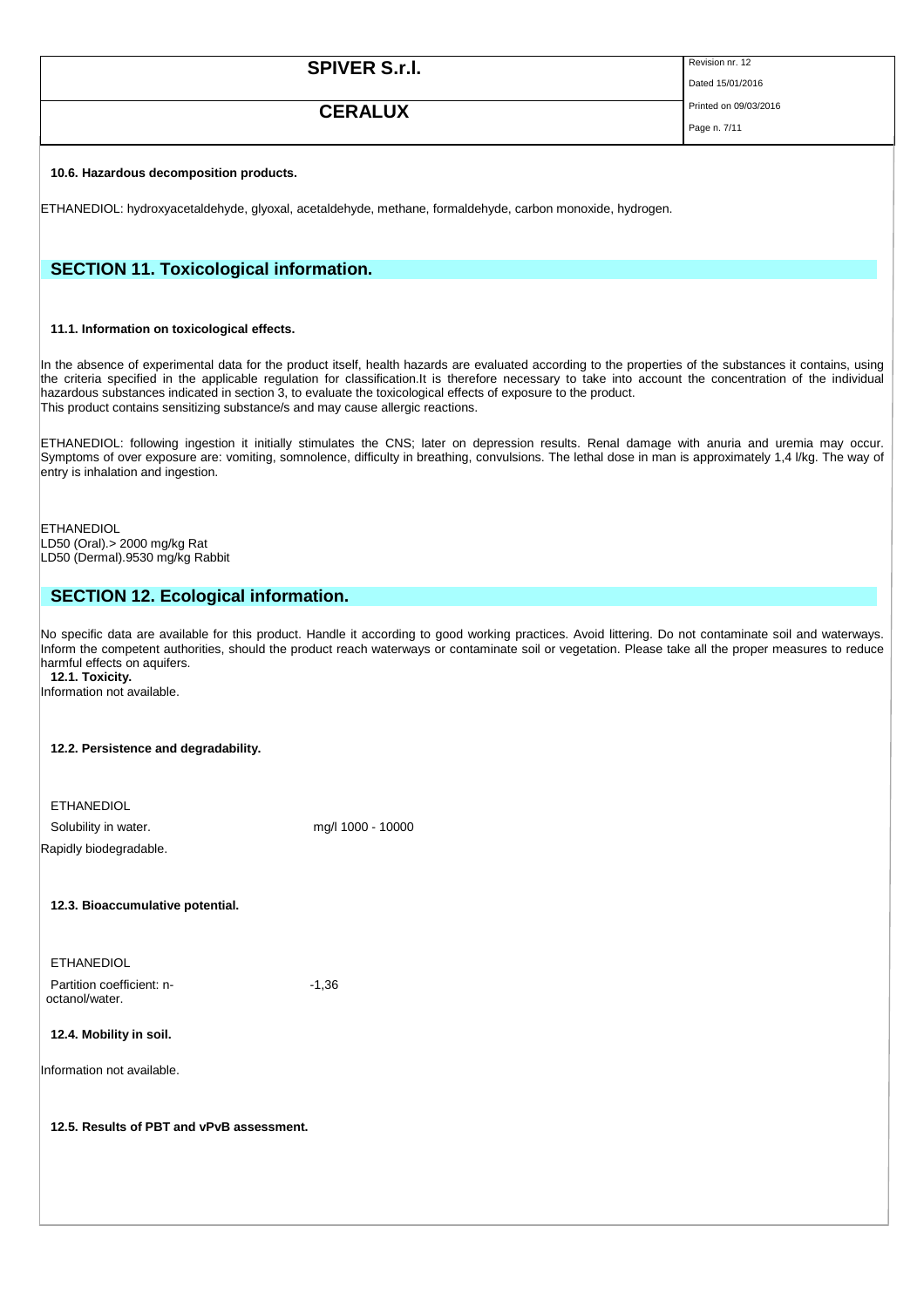#### 10.6. Hazardous decomposition products.

ETHANEDIOL: hydroxyacetaldehyde, glyoxal, acetaldehyde, methane, formaldehyde, carbon monoxide, hydrogen.

## SECTION 11. Toxicological information.

#### 11.1. Information on toxicological effects.

In the absence of experimental data for the product itself, health hazards are evaluated according to the properties of the substances it contains, using the criteria specified in the applicable regulation for classification.It is therefore necessary to take into account the concentration of the individual hazardous substances indicated in section 3, to evaluate the toxicological effects of exposure to the product.
This product contains sensitizing substance/s and may cause allergic reactions.

ETHANEDIOL: following ingestion it initially stimulates the CNS; later on depression results. Renal damage with anuria and uremia may occur. Symptoms of over exposure are: vomiting, somnolence, difficulty in breathing, convulsions. The lethal dose in man is approximately 1,4 l/kg. The way of entry is inhalation and ingestion.

ETHANEDIOL
LD50 (Oral).> 2000 mg/kg Rat
LD50 (Dermal).9530 mg/kg Rabbit

## SECTION 12. Ecological information.

No specific data are available for this product. Handle it according to good working practices. Avoid littering. Do not contaminate soil and waterways. Inform the competent authorities, should the product reach waterways or contaminate soil or vegetation. Please take all the proper measures to reduce harmful effects on aquifers.

#### 12.1. Toxicity.

Information not available.

#### 12.2. Persistence and degradability.

ETHANEDIOL

| Solubility in water. | mg/l 1000 - 10000 |
|---|---|

Rapidly biodegradable.

#### 12.3. Bioaccumulative potential.

ETHANEDIOL

| Partition coefficient: n-octanol/water. | -1,36 |
|---|---|

#### 12.4. Mobility in soil.

Information not available.

#### 12.5. Results of PBT and vPvB assessment.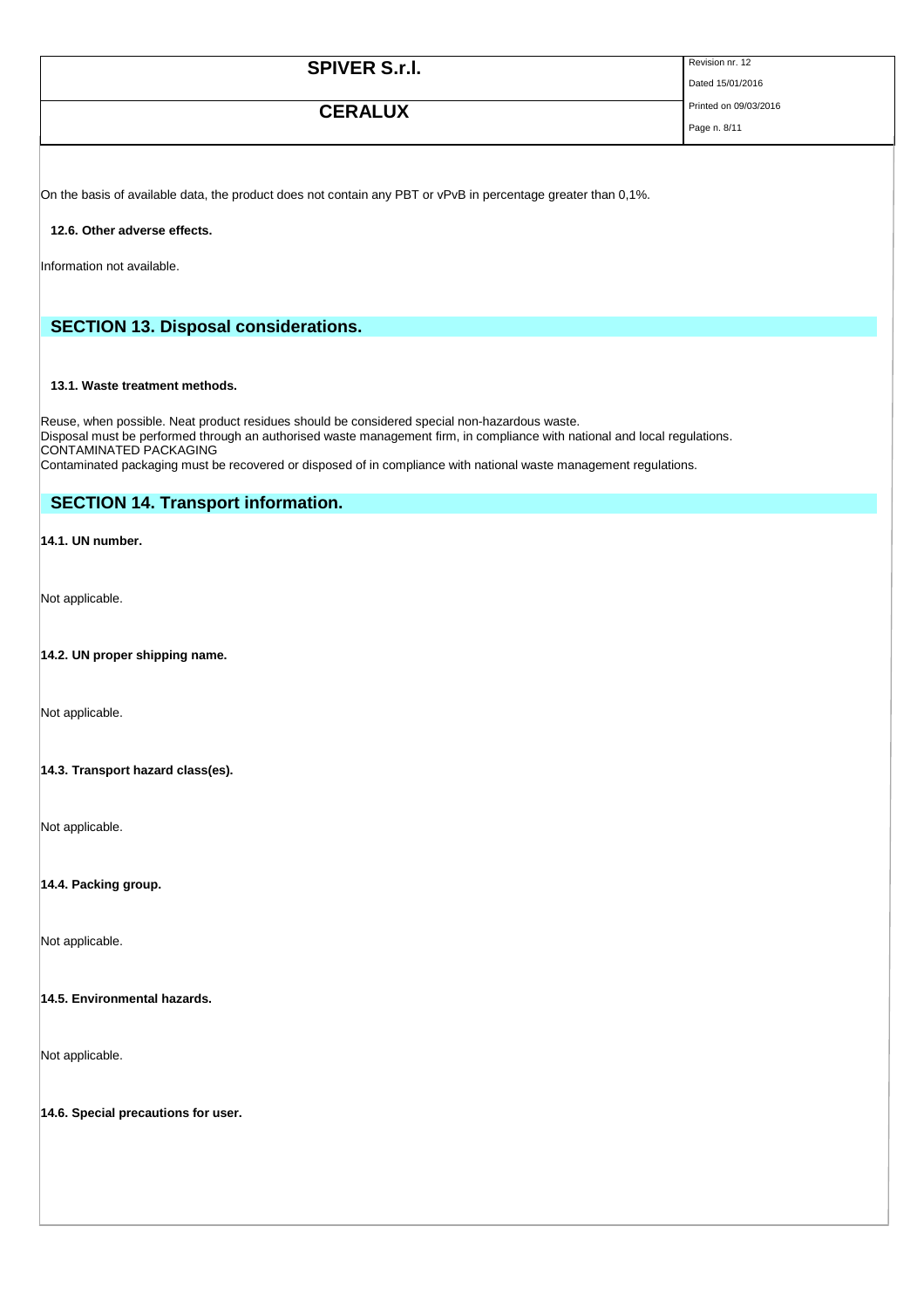On the basis of available data, the product does not contain any PBT or vPvB in percentage greater than 0,1%.

**12.6. Other adverse effects.**

Information not available.

## SECTION 13. Disposal considerations.

**13.1. Waste treatment methods.**

Reuse, when possible. Neat product residues should be considered special non-hazardous waste.
Disposal must be performed through an authorised waste management firm, in compliance with national and local regulations.
CONTAMINATED PACKAGING
Contaminated packaging must be recovered or disposed of in compliance with national waste management regulations.

## SECTION 14. Transport information.

**14.1. UN number.**

Not applicable.

**14.2. UN proper shipping name.**

Not applicable.

**14.3. Transport hazard class(es).**

Not applicable.

**14.4. Packing group.**

Not applicable.

**14.5. Environmental hazards.**

Not applicable.

**14.6. Special precautions for user.**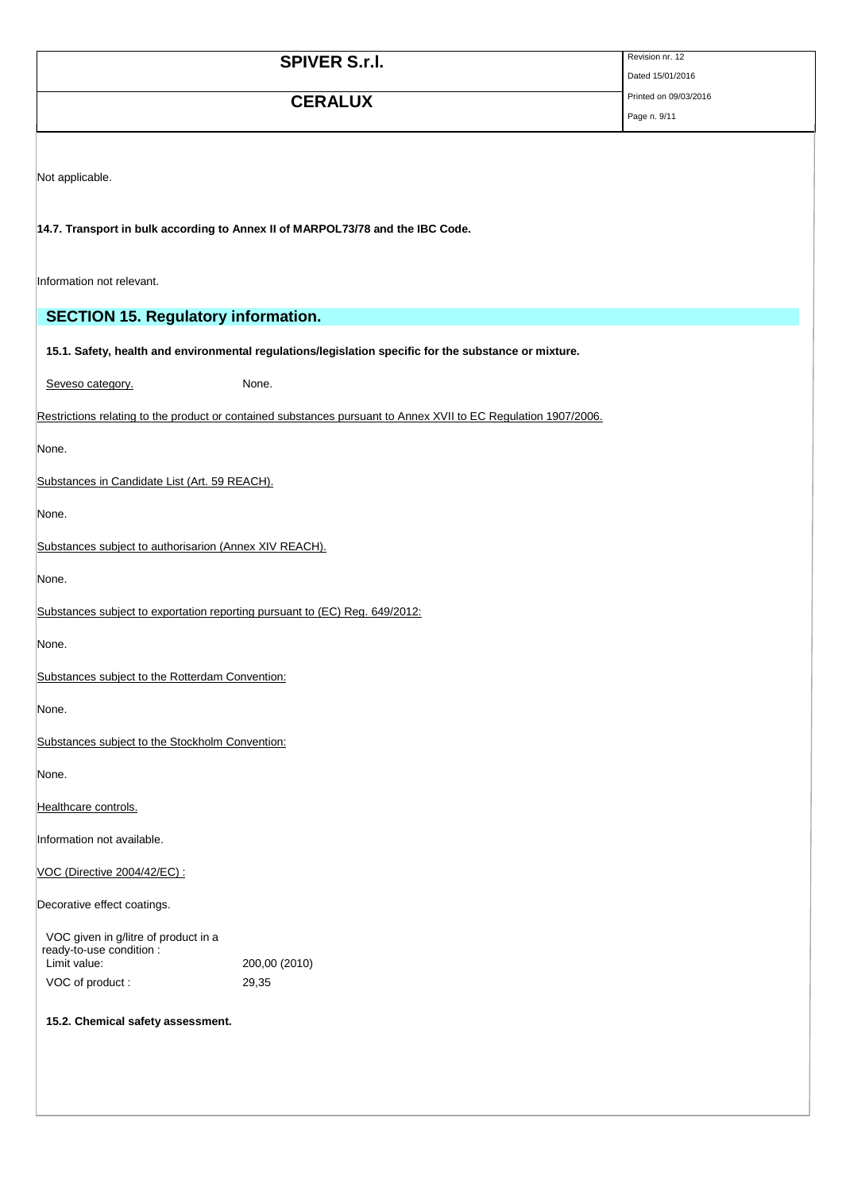Not applicable.

**14.7. Transport in bulk according to Annex II of MARPOL73/78 and the IBC Code.**

Information not relevant.

## SECTION 15. Regulatory information.

**15.1. Safety, health and environmental regulations/legislation specific for the substance or mixture.**

Seveso category. None.

Restrictions relating to the product or contained substances pursuant to Annex XVII to EC Regulation 1907/2006.

None.

Substances in Candidate List (Art. 59 REACH).

None.

Substances subject to authorisarion (Annex XIV REACH).

None.

Substances subject to exportation reporting pursuant to (EC) Reg. 649/2012:

None.

Substances subject to the Rotterdam Convention:

None.

Substances subject to the Stockholm Convention:

None.

Healthcare controls.

Information not available.

VOC (Directive 2004/42/EC) :

Decorative effect coatings.

| VOC given in g/litre of product in a ready-to-use condition : | |
|---|---|
| Limit value: | 200,00 (2010) |
| VOC of product : | 29,35 |

**15.2. Chemical safety assessment.**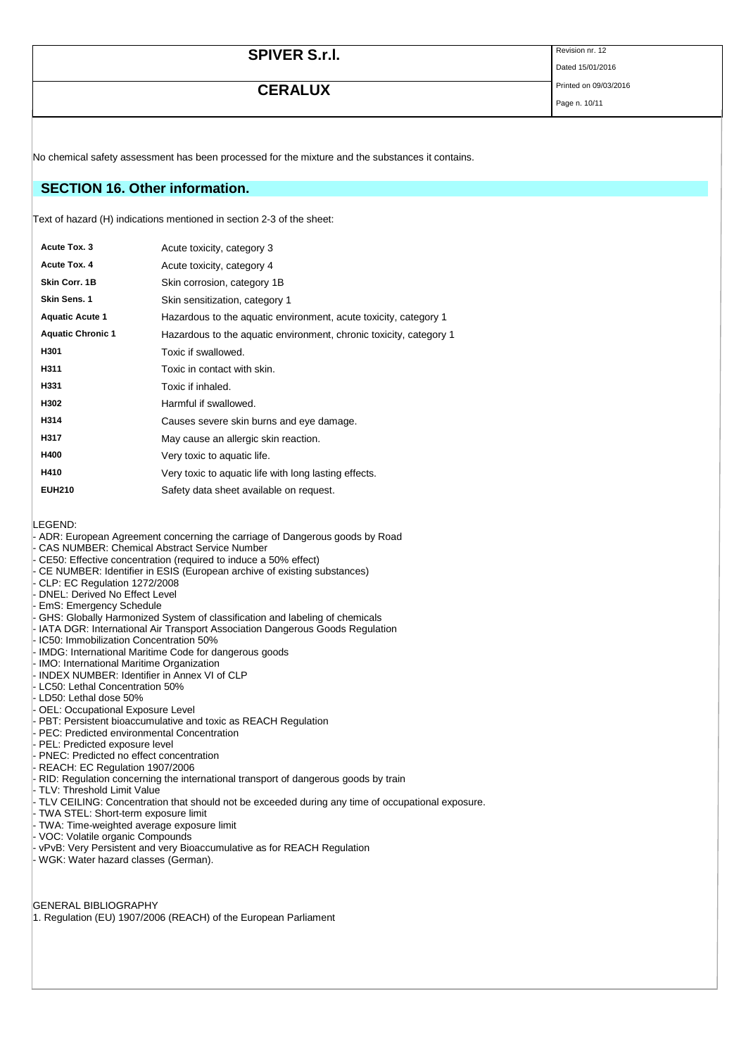No chemical safety assessment has been processed for the mixture and the substances it contains.

## SECTION 16. Other information.

Text of hazard (H) indications mentioned in section 2-3 of the sheet:

| | |
|---|---|
| **Acute Tox. 3** | Acute toxicity, category 3 |
| **Acute Tox. 4** | Acute toxicity, category 4 |
| **Skin Corr. 1B** | Skin corrosion, category 1B |
| **Skin Sens. 1** | Skin sensitization, category 1 |
| **Aquatic Acute 1** | Hazardous to the aquatic environment, acute toxicity, category 1 |
| **Aquatic Chronic 1** | Hazardous to the aquatic environment, chronic toxicity, category 1 |
| **H301** | Toxic if swallowed. |
| **H311** | Toxic in contact with skin. |
| **H331** | Toxic if inhaled. |
| **H302** | Harmful if swallowed. |
| **H314** | Causes severe skin burns and eye damage. |
| **H317** | May cause an allergic skin reaction. |
| **H400** | Very toxic to aquatic life. |
| **H410** | Very toxic to aquatic life with long lasting effects. |
| **EUH210** | Safety data sheet available on request. |

LEGEND:

- ADR: European Agreement concerning the carriage of Dangerous goods by Road
- CAS NUMBER: Chemical Abstract Service Number
- CE50: Effective concentration (required to induce a 50% effect)
- CE NUMBER: Identifier in ESIS (European archive of existing substances)
- CLP: EC Regulation 1272/2008
- DNEL: Derived No Effect Level
- EmS: Emergency Schedule
- GHS: Globally Harmonized System of classification and labeling of chemicals
- IATA DGR: International Air Transport Association Dangerous Goods Regulation
- IC50: Immobilization Concentration 50%
- IMDG: International Maritime Code for dangerous goods
- IMO: International Maritime Organization
- INDEX NUMBER: Identifier in Annex VI of CLP
- LC50: Lethal Concentration 50%
- LD50: Lethal dose 50%
- OEL: Occupational Exposure Level
- PBT: Persistent bioaccumulative and toxic as REACH Regulation
- PEC: Predicted environmental Concentration
- PEL: Predicted exposure level
- PNEC: Predicted no effect concentration
- REACH: EC Regulation 1907/2006
- RID: Regulation concerning the international transport of dangerous goods by train
- TLV: Threshold Limit Value
- TLV CEILING: Concentration that should not be exceeded during any time of occupational exposure.
- TWA STEL: Short-term exposure limit
- TWA: Time-weighted average exposure limit
- VOC: Volatile organic Compounds
- vPvB: Very Persistent and very Bioaccumulative as for REACH Regulation
- WGK: Water hazard classes (German).

GENERAL BIBLIOGRAPHY

1. Regulation (EU) 1907/2006 (REACH) of the European Parliament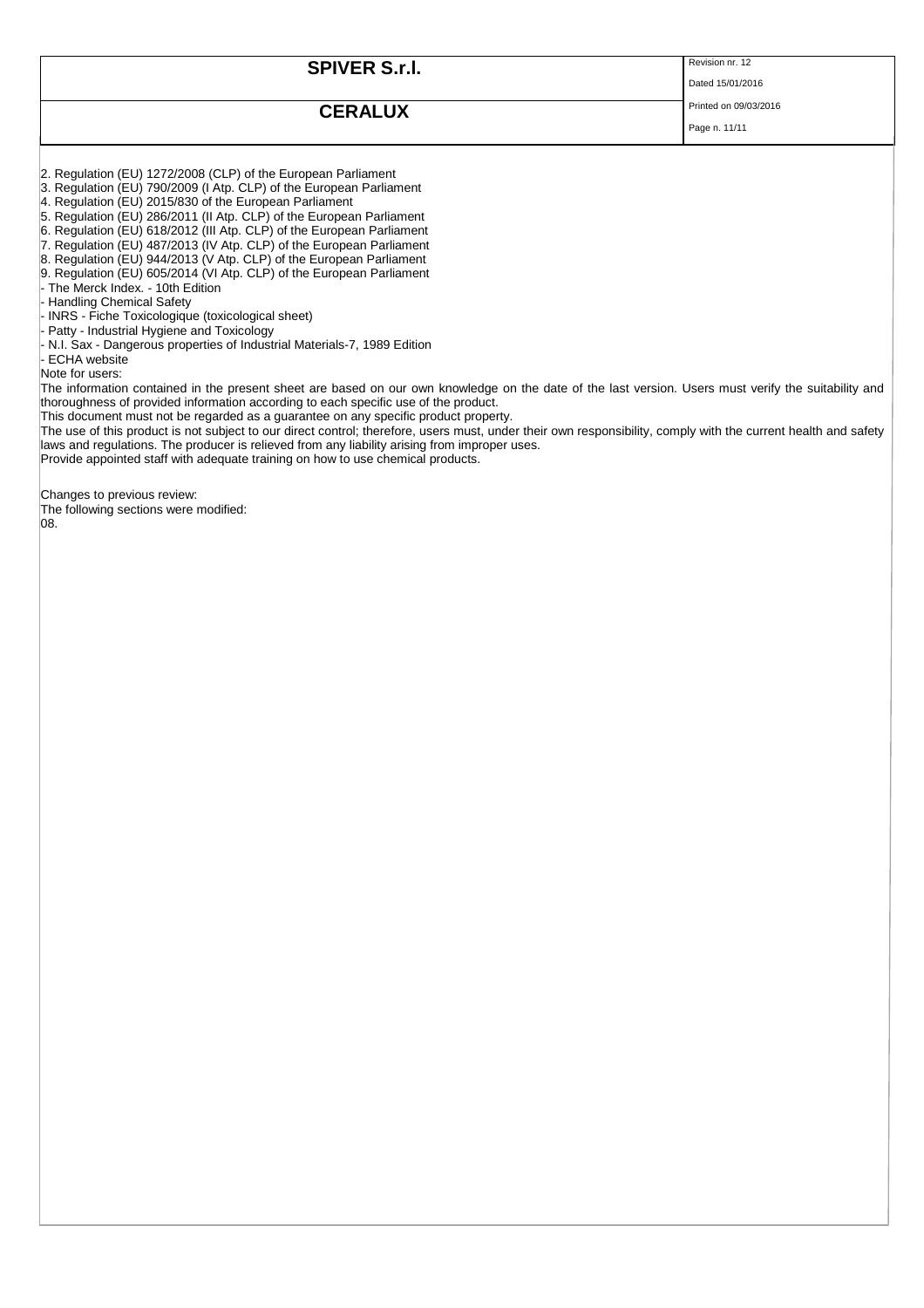2. Regulation (EU) 1272/2008 (CLP) of the European Parliament
3. Regulation (EU) 790/2009 (I Atp. CLP) of the European Parliament
4. Regulation (EU) 2015/830 of the European Parliament
5. Regulation (EU) 286/2011 (II Atp. CLP) of the European Parliament
6. Regulation (EU) 618/2012 (III Atp. CLP) of the European Parliament
7. Regulation (EU) 487/2013 (IV Atp. CLP) of the European Parliament
8. Regulation (EU) 944/2013 (V Atp. CLP) of the European Parliament
9. Regulation (EU) 605/2014 (VI Atp. CLP) of the European Parliament

- The Merck Index. - 10th Edition
- Handling Chemical Safety
- INRS - Fiche Toxicologique (toxicological sheet)
- Patty - Industrial Hygiene and Toxicology
- N.I. Sax - Dangerous properties of Industrial Materials-7, 1989 Edition
- ECHA website

Note for users:

The information contained in the present sheet are based on our own knowledge on the date of the last version. Users must verify the suitability and thoroughness of provided information according to each specific use of the product.

This document must not be regarded as a guarantee on any specific product property.

The use of this product is not subject to our direct control; therefore, users must, under their own responsibility, comply with the current health and safety laws and regulations. The producer is relieved from any liability arising from improper uses.

Provide appointed staff with adequate training on how to use chemical products.

Changes to previous review:

The following sections were modified:

08.